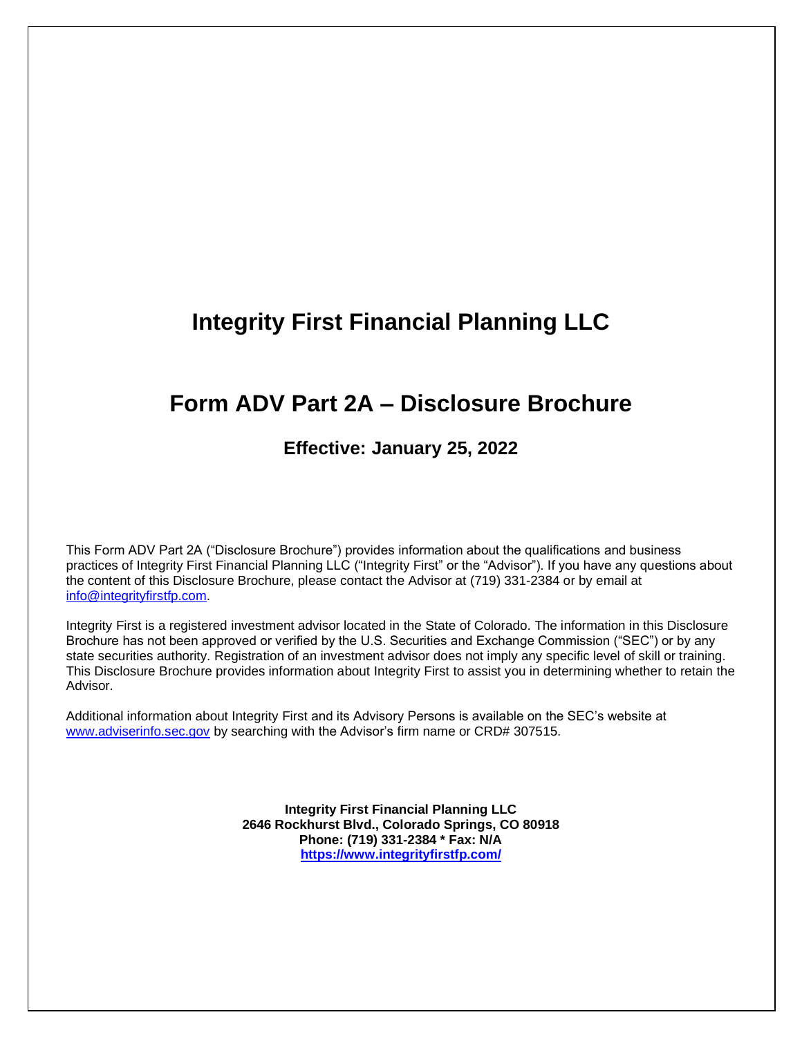# Integrity First Financial Planning LLC

## Form ADV Part 2A – Disclosure Brochure

### Effective: January 25, 2022

This Form ADV Part 2A ("Disclosure Brochure") provides information about the qualifications and business practices of Integrity First Financial Planning LLC ("Integrity First" or the "Advisor"). If you have any questions about the content of this Disclosure Brochure, please contact the Advisor at (719) 331-2384 or by email at info@integrityfirstfp.com.

Integrity First is a registered investment advisor located in the State of Colorado. The information in this Disclosure Brochure has not been approved or verified by the U.S. Securities and Exchange Commission ("SEC") or by any state securities authority. Registration of an investment advisor does not imply any specific level of skill or training. This Disclosure Brochure provides information about Integrity First to assist you in determining whether to retain the Advisor.

Additional information about Integrity First and its Advisory Persons is available on the SEC's website at www.adviserinfo.sec.gov by searching with the Advisor's firm name or CRD# 307515.

**Integrity First Financial Planning LLC**
**2646 Rockhurst Blvd., Colorado Springs, CO 80918**
**Phone: (719) 331-2384 * Fax: N/A**
**https://www.integrityfirstfp.com/**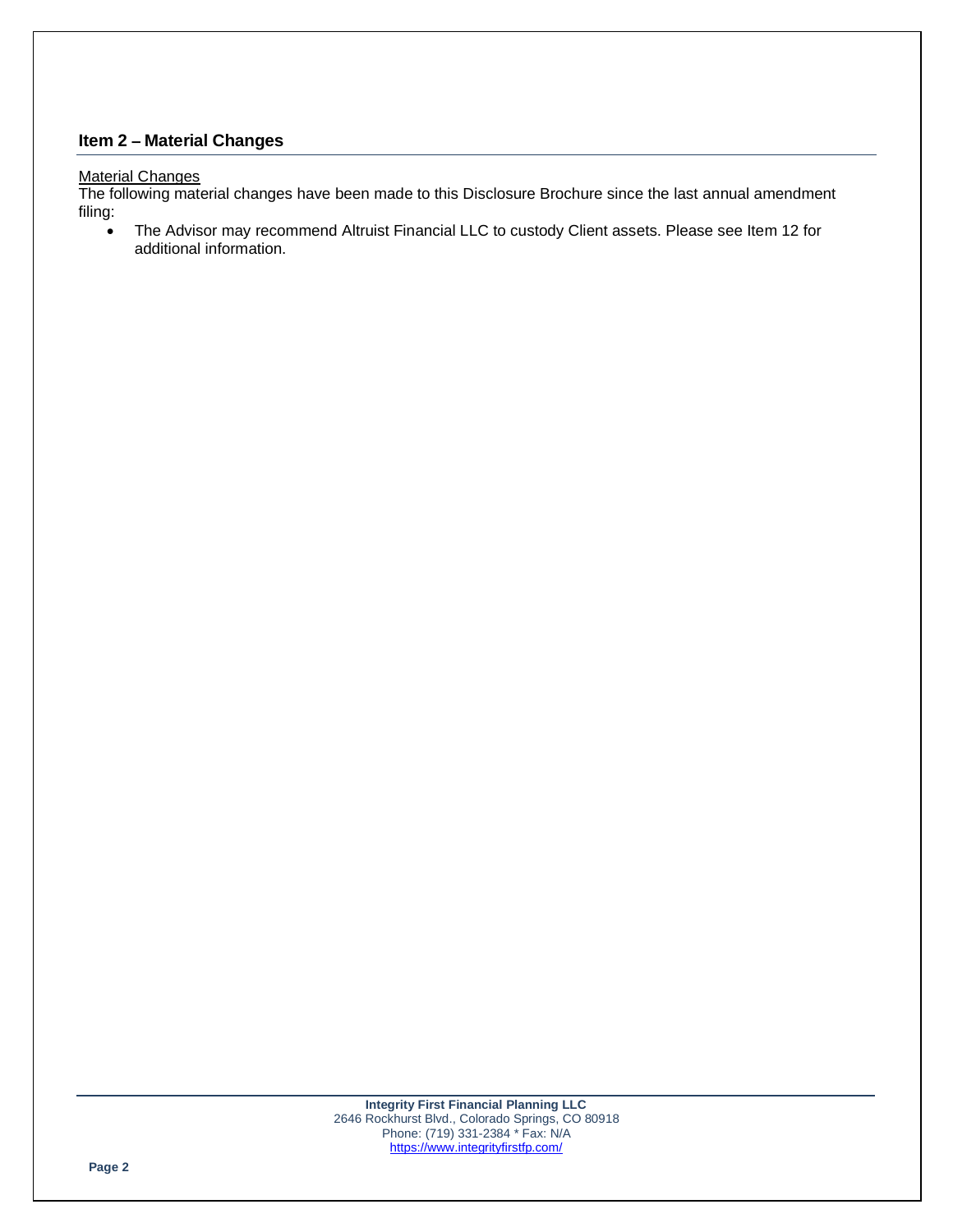## Item 2 – Material Changes

Material Changes

The following material changes have been made to this Disclosure Brochure since the last annual amendment filing:

- The Advisor may recommend Altruist Financial LLC to custody Client assets. Please see Item 12 for additional information.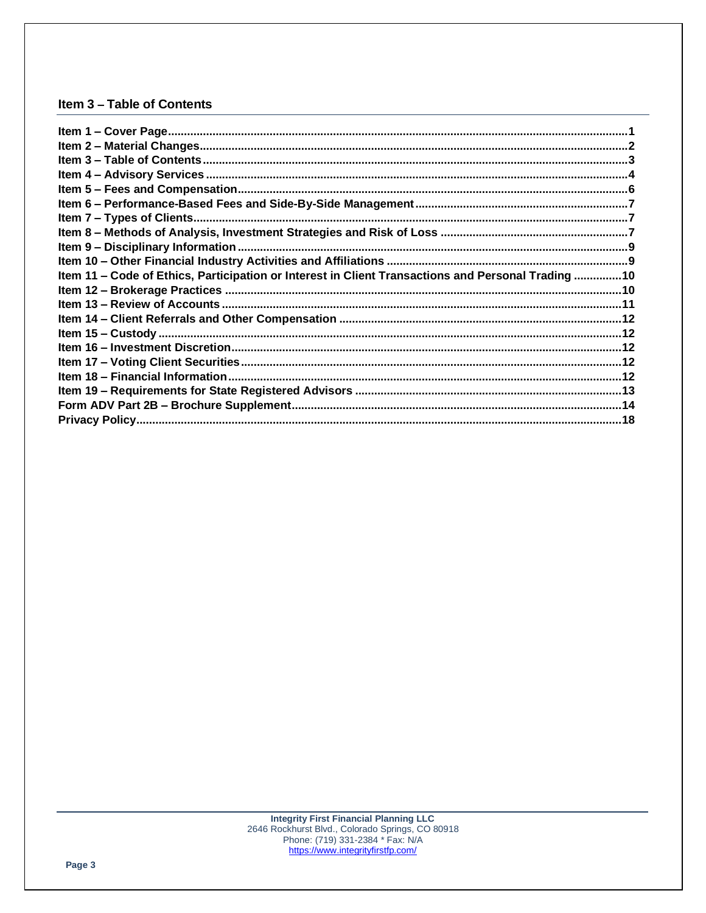## Item 3 – Table of Contents

| | |
|---|---|
| **Item 1 – Cover Page** | **1** |
| **Item 2 – Material Changes** | **2** |
| **Item 3 – Table of Contents** | **3** |
| **Item 4 – Advisory Services** | **4** |
| **Item 5 – Fees and Compensation** | **6** |
| **Item 6 – Performance-Based Fees and Side-By-Side Management** | **7** |
| **Item 7 – Types of Clients** | **7** |
| **Item 8 – Methods of Analysis, Investment Strategies and Risk of Loss** | **7** |
| **Item 9 – Disciplinary Information** | **9** |
| **Item 10 – Other Financial Industry Activities and Affiliations** | **9** |
| **Item 11 – Code of Ethics, Participation or Interest in Client Transactions and Personal Trading** | **10** |
| **Item 12 – Brokerage Practices** | **10** |
| **Item 13 – Review of Accounts** | **11** |
| **Item 14 – Client Referrals and Other Compensation** | **12** |
| **Item 15 – Custody** | **12** |
| **Item 16 – Investment Discretion** | **12** |
| **Item 17 – Voting Client Securities** | **12** |
| **Item 18 – Financial Information** | **12** |
| **Item 19 – Requirements for State Registered Advisors** | **13** |
| **Form ADV Part 2B – Brochure Supplement** | **14** |
| **Privacy Policy** | **18** |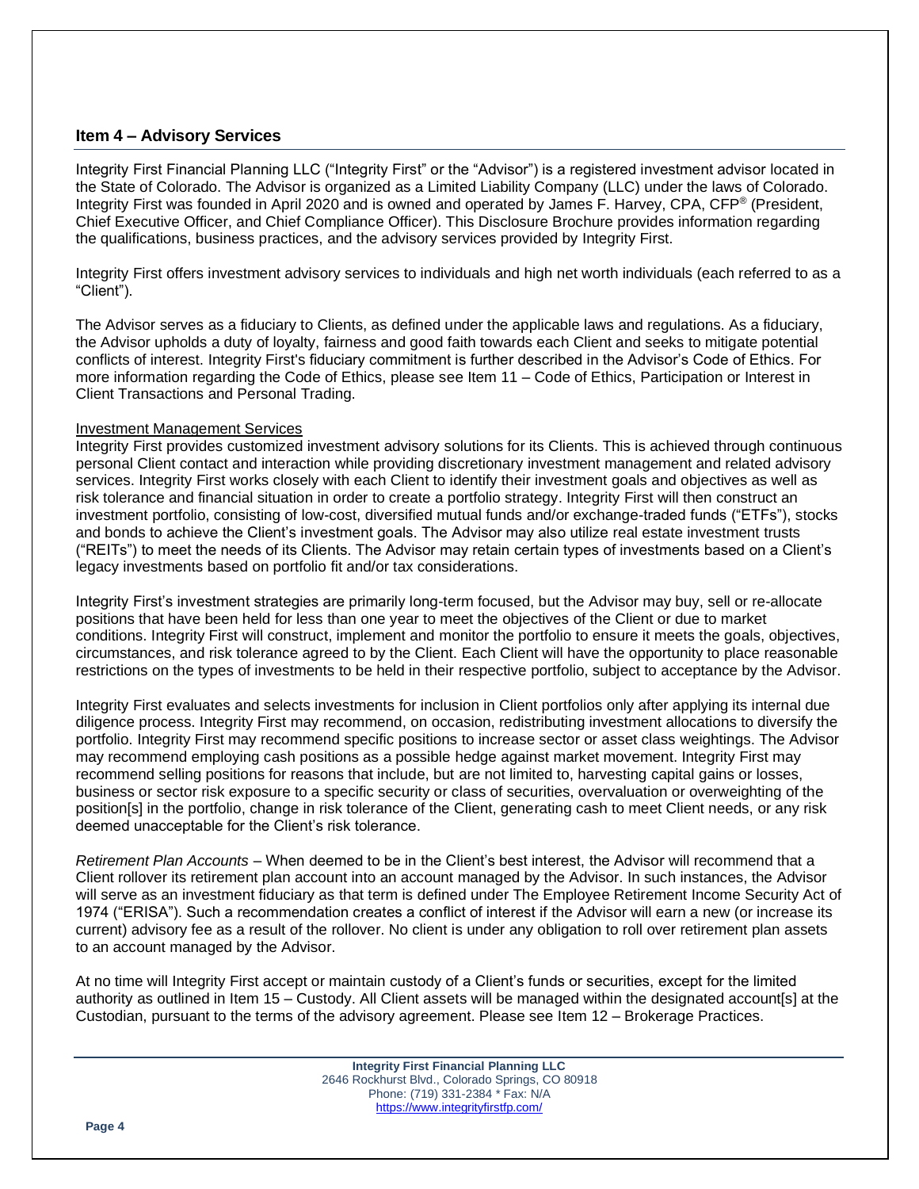## Item 4 – Advisory Services

Integrity First Financial Planning LLC ("Integrity First" or the "Advisor") is a registered investment advisor located in the State of Colorado. The Advisor is organized as a Limited Liability Company (LLC) under the laws of Colorado. Integrity First was founded in April 2020 and is owned and operated by James F. Harvey, CPA, CFP® (President, Chief Executive Officer, and Chief Compliance Officer). This Disclosure Brochure provides information regarding the qualifications, business practices, and the advisory services provided by Integrity First.

Integrity First offers investment advisory services to individuals and high net worth individuals (each referred to as a "Client").

The Advisor serves as a fiduciary to Clients, as defined under the applicable laws and regulations. As a fiduciary, the Advisor upholds a duty of loyalty, fairness and good faith towards each Client and seeks to mitigate potential conflicts of interest. Integrity First's fiduciary commitment is further described in the Advisor's Code of Ethics. For more information regarding the Code of Ethics, please see Item 11 – Code of Ethics, Participation or Interest in Client Transactions and Personal Trading.

<u>Investment Management Services</u>

Integrity First provides customized investment advisory solutions for its Clients. This is achieved through continuous personal Client contact and interaction while providing discretionary investment management and related advisory services. Integrity First works closely with each Client to identify their investment goals and objectives as well as risk tolerance and financial situation in order to create a portfolio strategy. Integrity First will then construct an investment portfolio, consisting of low-cost, diversified mutual funds and/or exchange-traded funds ("ETFs"), stocks and bonds to achieve the Client's investment goals. The Advisor may also utilize real estate investment trusts ("REITs") to meet the needs of its Clients. The Advisor may retain certain types of investments based on a Client's legacy investments based on portfolio fit and/or tax considerations.

Integrity First's investment strategies are primarily long-term focused, but the Advisor may buy, sell or re-allocate positions that have been held for less than one year to meet the objectives of the Client or due to market conditions. Integrity First will construct, implement and monitor the portfolio to ensure it meets the goals, objectives, circumstances, and risk tolerance agreed to by the Client. Each Client will have the opportunity to place reasonable restrictions on the types of investments to be held in their respective portfolio, subject to acceptance by the Advisor.

Integrity First evaluates and selects investments for inclusion in Client portfolios only after applying its internal due diligence process. Integrity First may recommend, on occasion, redistributing investment allocations to diversify the portfolio. Integrity First may recommend specific positions to increase sector or asset class weightings. The Advisor may recommend employing cash positions as a possible hedge against market movement. Integrity First may recommend selling positions for reasons that include, but are not limited to, harvesting capital gains or losses, business or sector risk exposure to a specific security or class of securities, overvaluation or overweighting of the position[s] in the portfolio, change in risk tolerance of the Client, generating cash to meet Client needs, or any risk deemed unacceptable for the Client's risk tolerance.

*Retirement Plan Accounts* – When deemed to be in the Client's best interest, the Advisor will recommend that a Client rollover its retirement plan account into an account managed by the Advisor. In such instances, the Advisor will serve as an investment fiduciary as that term is defined under The Employee Retirement Income Security Act of 1974 ("ERISA"). Such a recommendation creates a conflict of interest if the Advisor will earn a new (or increase its current) advisory fee as a result of the rollover. No client is under any obligation to roll over retirement plan assets to an account managed by the Advisor.

At no time will Integrity First accept or maintain custody of a Client's funds or securities, except for the limited authority as outlined in Item 15 – Custody. All Client assets will be managed within the designated account[s] at the Custodian, pursuant to the terms of the advisory agreement. Please see Item 12 – Brokerage Practices.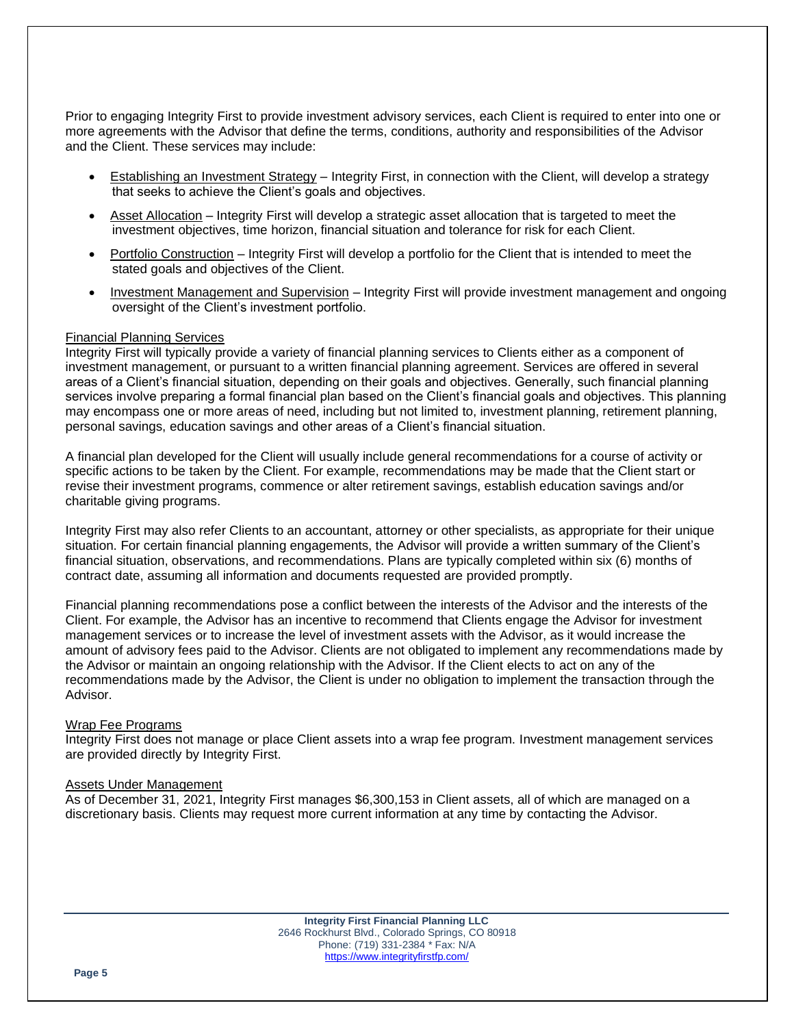Prior to engaging Integrity First to provide investment advisory services, each Client is required to enter into one or more agreements with the Advisor that define the terms, conditions, authority and responsibilities of the Advisor and the Client. These services may include:

- Establishing an Investment Strategy – Integrity First, in connection with the Client, will develop a strategy that seeks to achieve the Client's goals and objectives.
- Asset Allocation – Integrity First will develop a strategic asset allocation that is targeted to meet the investment objectives, time horizon, financial situation and tolerance for risk for each Client.
- Portfolio Construction – Integrity First will develop a portfolio for the Client that is intended to meet the stated goals and objectives of the Client.
- Investment Management and Supervision – Integrity First will provide investment management and ongoing oversight of the Client's investment portfolio.

### Financial Planning Services

Integrity First will typically provide a variety of financial planning services to Clients either as a component of investment management, or pursuant to a written financial planning agreement. Services are offered in several areas of a Client's financial situation, depending on their goals and objectives. Generally, such financial planning services involve preparing a formal financial plan based on the Client's financial goals and objectives. This planning may encompass one or more areas of need, including but not limited to, investment planning, retirement planning, personal savings, education savings and other areas of a Client's financial situation.

A financial plan developed for the Client will usually include general recommendations for a course of activity or specific actions to be taken by the Client. For example, recommendations may be made that the Client start or revise their investment programs, commence or alter retirement savings, establish education savings and/or charitable giving programs.

Integrity First may also refer Clients to an accountant, attorney or other specialists, as appropriate for their unique situation. For certain financial planning engagements, the Advisor will provide a written summary of the Client's financial situation, observations, and recommendations. Plans are typically completed within six (6) months of contract date, assuming all information and documents requested are provided promptly.

Financial planning recommendations pose a conflict between the interests of the Advisor and the interests of the Client. For example, the Advisor has an incentive to recommend that Clients engage the Advisor for investment management services or to increase the level of investment assets with the Advisor, as it would increase the amount of advisory fees paid to the Advisor. Clients are not obligated to implement any recommendations made by the Advisor or maintain an ongoing relationship with the Advisor. If the Client elects to act on any of the recommendations made by the Advisor, the Client is under no obligation to implement the transaction through the Advisor.

### Wrap Fee Programs

Integrity First does not manage or place Client assets into a wrap fee program. Investment management services are provided directly by Integrity First.

### Assets Under Management

As of December 31, 2021, Integrity First manages $6,300,153 in Client assets, all of which are managed on a discretionary basis. Clients may request more current information at any time by contacting the Advisor.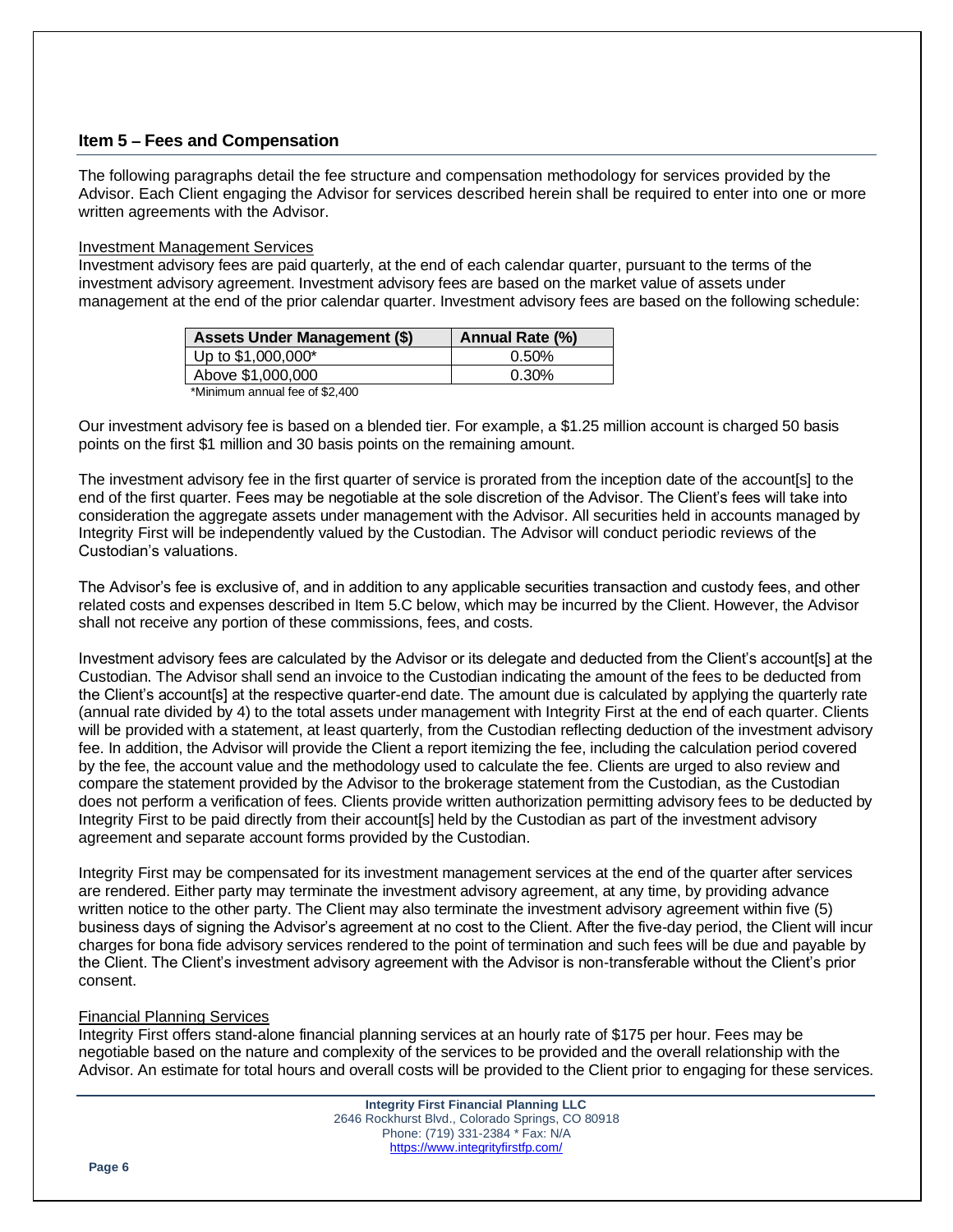## Item 5 – Fees and Compensation

The following paragraphs detail the fee structure and compensation methodology for services provided by the Advisor. Each Client engaging the Advisor for services described herein shall be required to enter into one or more written agreements with the Advisor.

Investment Management Services

Investment advisory fees are paid quarterly, at the end of each calendar quarter, pursuant to the terms of the investment advisory agreement. Investment advisory fees are based on the market value of assets under management at the end of the prior calendar quarter. Investment advisory fees are based on the following schedule:

| Assets Under Management ($) | Annual Rate (%) |
|---|---|
| Up to $1,000,000* | 0.50% |
| Above $1,000,000 | 0.30% |

*Minimum annual fee of $2,400

Our investment advisory fee is based on a blended tier. For example, a $1.25 million account is charged 50 basis points on the first $1 million and 30 basis points on the remaining amount.

The investment advisory fee in the first quarter of service is prorated from the inception date of the account[s] to the end of the first quarter. Fees may be negotiable at the sole discretion of the Advisor. The Client's fees will take into consideration the aggregate assets under management with the Advisor. All securities held in accounts managed by Integrity First will be independently valued by the Custodian. The Advisor will conduct periodic reviews of the Custodian's valuations.

The Advisor's fee is exclusive of, and in addition to any applicable securities transaction and custody fees, and other related costs and expenses described in Item 5.C below, which may be incurred by the Client. However, the Advisor shall not receive any portion of these commissions, fees, and costs.

Investment advisory fees are calculated by the Advisor or its delegate and deducted from the Client's account[s] at the Custodian. The Advisor shall send an invoice to the Custodian indicating the amount of the fees to be deducted from the Client's account[s] at the respective quarter-end date. The amount due is calculated by applying the quarterly rate (annual rate divided by 4) to the total assets under management with Integrity First at the end of each quarter. Clients will be provided with a statement, at least quarterly, from the Custodian reflecting deduction of the investment advisory fee. In addition, the Advisor will provide the Client a report itemizing the fee, including the calculation period covered by the fee, the account value and the methodology used to calculate the fee. Clients are urged to also review and compare the statement provided by the Advisor to the brokerage statement from the Custodian, as the Custodian does not perform a verification of fees. Clients provide written authorization permitting advisory fees to be deducted by Integrity First to be paid directly from their account[s] held by the Custodian as part of the investment advisory agreement and separate account forms provided by the Custodian.

Integrity First may be compensated for its investment management services at the end of the quarter after services are rendered. Either party may terminate the investment advisory agreement, at any time, by providing advance written notice to the other party. The Client may also terminate the investment advisory agreement within five (5) business days of signing the Advisor's agreement at no cost to the Client. After the five-day period, the Client will incur charges for bona fide advisory services rendered to the point of termination and such fees will be due and payable by the Client. The Client's investment advisory agreement with the Advisor is non-transferable without the Client's prior consent.

Financial Planning Services

Integrity First offers stand-alone financial planning services at an hourly rate of $175 per hour. Fees may be negotiable based on the nature and complexity of the services to be provided and the overall relationship with the Advisor. An estimate for total hours and overall costs will be provided to the Client prior to engaging for these services.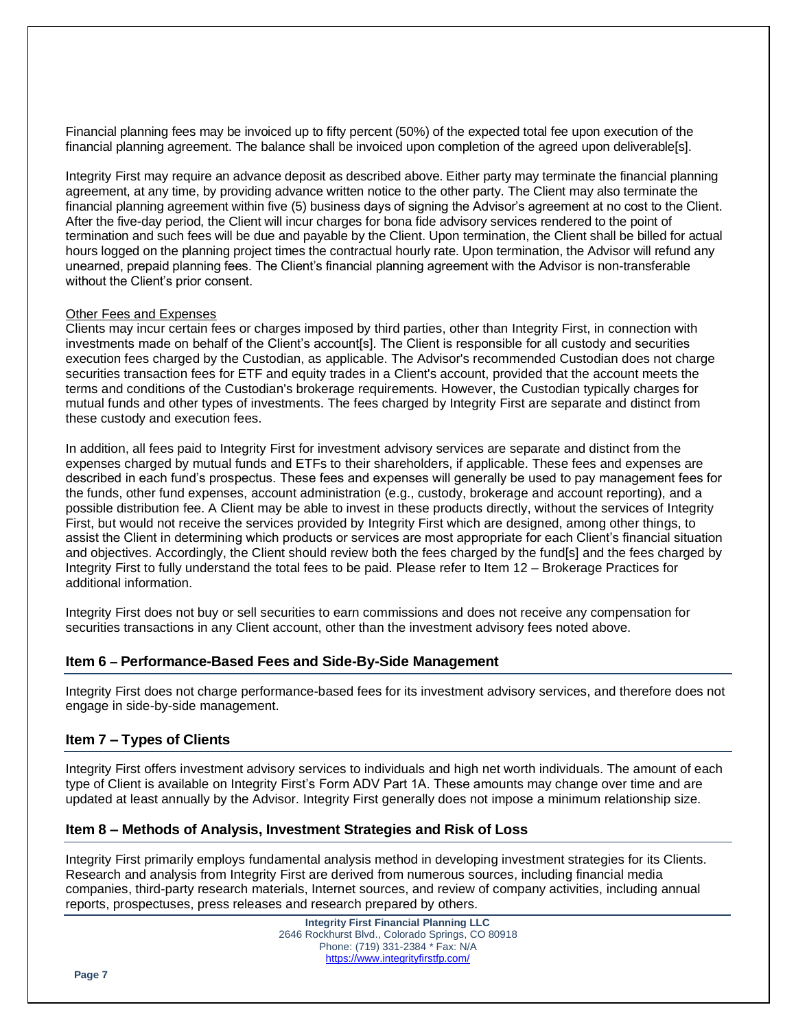Financial planning fees may be invoiced up to fifty percent (50%) of the expected total fee upon execution of the financial planning agreement. The balance shall be invoiced upon completion of the agreed upon deliverable[s].

Integrity First may require an advance deposit as described above. Either party may terminate the financial planning agreement, at any time, by providing advance written notice to the other party. The Client may also terminate the financial planning agreement within five (5) business days of signing the Advisor's agreement at no cost to the Client. After the five-day period, the Client will incur charges for bona fide advisory services rendered to the point of termination and such fees will be due and payable by the Client. Upon termination, the Client shall be billed for actual hours logged on the planning project times the contractual hourly rate. Upon termination, the Advisor will refund any unearned, prepaid planning fees. The Client's financial planning agreement with the Advisor is non-transferable without the Client's prior consent.

Other Fees and Expenses

Clients may incur certain fees or charges imposed by third parties, other than Integrity First, in connection with investments made on behalf of the Client's account[s]. The Client is responsible for all custody and securities execution fees charged by the Custodian, as applicable. The Advisor's recommended Custodian does not charge securities transaction fees for ETF and equity trades in a Client's account, provided that the account meets the terms and conditions of the Custodian's brokerage requirements. However, the Custodian typically charges for mutual funds and other types of investments. The fees charged by Integrity First are separate and distinct from these custody and execution fees.

In addition, all fees paid to Integrity First for investment advisory services are separate and distinct from the expenses charged by mutual funds and ETFs to their shareholders, if applicable. These fees and expenses are described in each fund's prospectus. These fees and expenses will generally be used to pay management fees for the funds, other fund expenses, account administration (e.g., custody, brokerage and account reporting), and a possible distribution fee. A Client may be able to invest in these products directly, without the services of Integrity First, but would not receive the services provided by Integrity First which are designed, among other things, to assist the Client in determining which products or services are most appropriate for each Client's financial situation and objectives. Accordingly, the Client should review both the fees charged by the fund[s] and the fees charged by Integrity First to fully understand the total fees to be paid. Please refer to Item 12 – Brokerage Practices for additional information.

Integrity First does not buy or sell securities to earn commissions and does not receive any compensation for securities transactions in any Client account, other than the investment advisory fees noted above.

## Item 6 – Performance-Based Fees and Side-By-Side Management

Integrity First does not charge performance-based fees for its investment advisory services, and therefore does not engage in side-by-side management.

## Item 7 – Types of Clients

Integrity First offers investment advisory services to individuals and high net worth individuals. The amount of each type of Client is available on Integrity First's Form ADV Part 1A. These amounts may change over time and are updated at least annually by the Advisor. Integrity First generally does not impose a minimum relationship size.

## Item 8 – Methods of Analysis, Investment Strategies and Risk of Loss

Integrity First primarily employs fundamental analysis method in developing investment strategies for its Clients. Research and analysis from Integrity First are derived from numerous sources, including financial media companies, third-party research materials, Internet sources, and review of company activities, including annual reports, prospectuses, press releases and research prepared by others.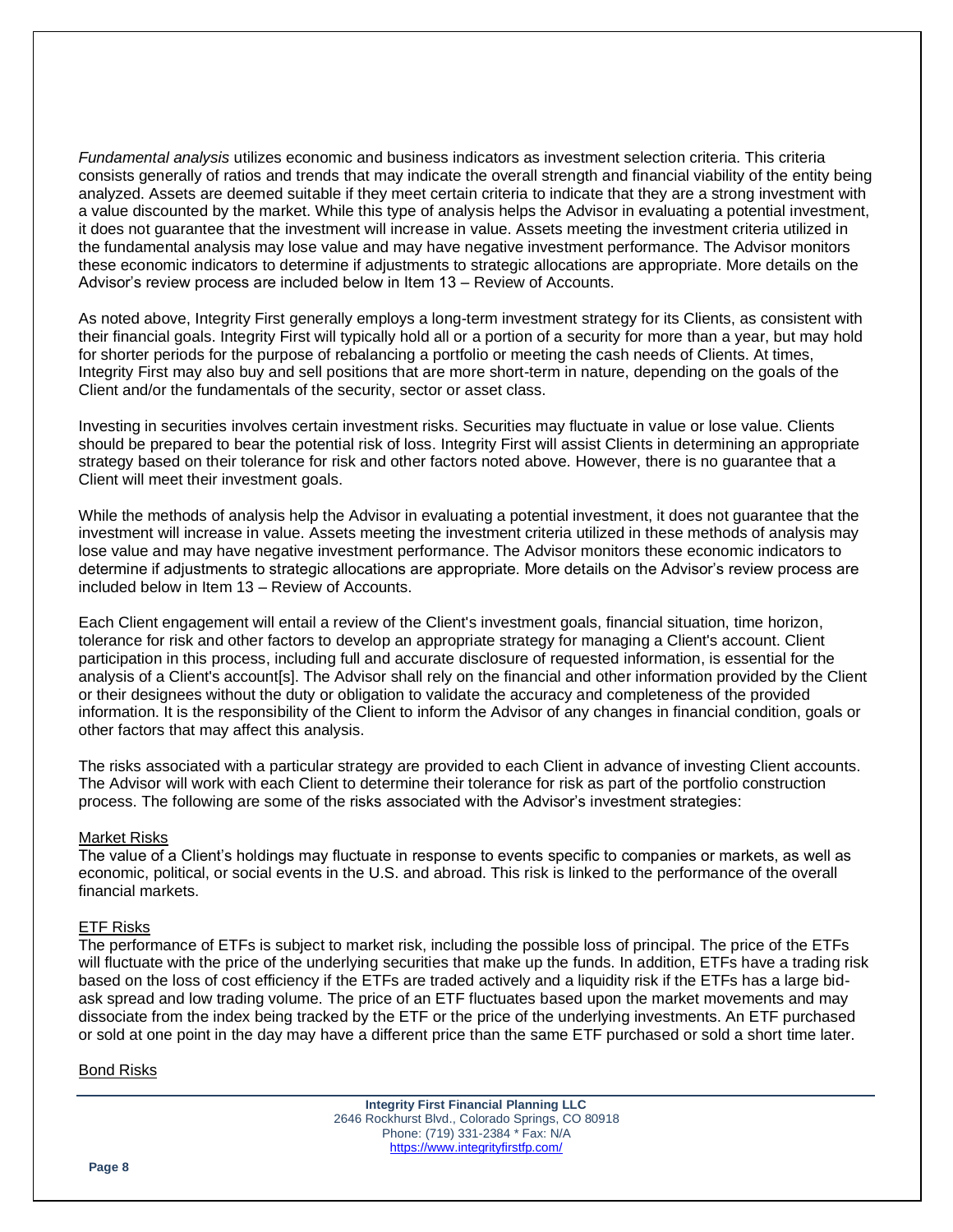*Fundamental analysis* utilizes economic and business indicators as investment selection criteria. This criteria consists generally of ratios and trends that may indicate the overall strength and financial viability of the entity being analyzed. Assets are deemed suitable if they meet certain criteria to indicate that they are a strong investment with a value discounted by the market. While this type of analysis helps the Advisor in evaluating a potential investment, it does not guarantee that the investment will increase in value. Assets meeting the investment criteria utilized in the fundamental analysis may lose value and may have negative investment performance. The Advisor monitors these economic indicators to determine if adjustments to strategic allocations are appropriate. More details on the Advisor's review process are included below in Item 13 – Review of Accounts.

As noted above, Integrity First generally employs a long-term investment strategy for its Clients, as consistent with their financial goals. Integrity First will typically hold all or a portion of a security for more than a year, but may hold for shorter periods for the purpose of rebalancing a portfolio or meeting the cash needs of Clients. At times, Integrity First may also buy and sell positions that are more short-term in nature, depending on the goals of the Client and/or the fundamentals of the security, sector or asset class.

Investing in securities involves certain investment risks. Securities may fluctuate in value or lose value. Clients should be prepared to bear the potential risk of loss. Integrity First will assist Clients in determining an appropriate strategy based on their tolerance for risk and other factors noted above. However, there is no guarantee that a Client will meet their investment goals.

While the methods of analysis help the Advisor in evaluating a potential investment, it does not guarantee that the investment will increase in value. Assets meeting the investment criteria utilized in these methods of analysis may lose value and may have negative investment performance. The Advisor monitors these economic indicators to determine if adjustments to strategic allocations are appropriate. More details on the Advisor's review process are included below in Item 13 – Review of Accounts.

Each Client engagement will entail a review of the Client's investment goals, financial situation, time horizon, tolerance for risk and other factors to develop an appropriate strategy for managing a Client's account. Client participation in this process, including full and accurate disclosure of requested information, is essential for the analysis of a Client's account[s]. The Advisor shall rely on the financial and other information provided by the Client or their designees without the duty or obligation to validate the accuracy and completeness of the provided information. It is the responsibility of the Client to inform the Advisor of any changes in financial condition, goals or other factors that may affect this analysis.

The risks associated with a particular strategy are provided to each Client in advance of investing Client accounts. The Advisor will work with each Client to determine their tolerance for risk as part of the portfolio construction process. The following are some of the risks associated with the Advisor's investment strategies:

Market Risks
The value of a Client's holdings may fluctuate in response to events specific to companies or markets, as well as economic, political, or social events in the U.S. and abroad. This risk is linked to the performance of the overall financial markets.

ETF Risks
The performance of ETFs is subject to market risk, including the possible loss of principal. The price of the ETFs will fluctuate with the price of the underlying securities that make up the funds. In addition, ETFs have a trading risk based on the loss of cost efficiency if the ETFs are traded actively and a liquidity risk if the ETFs has a large bid-ask spread and low trading volume. The price of an ETF fluctuates based upon the market movements and may dissociate from the index being tracked by the ETF or the price of the underlying investments. An ETF purchased or sold at one point in the day may have a different price than the same ETF purchased or sold a short time later.

Bond Risks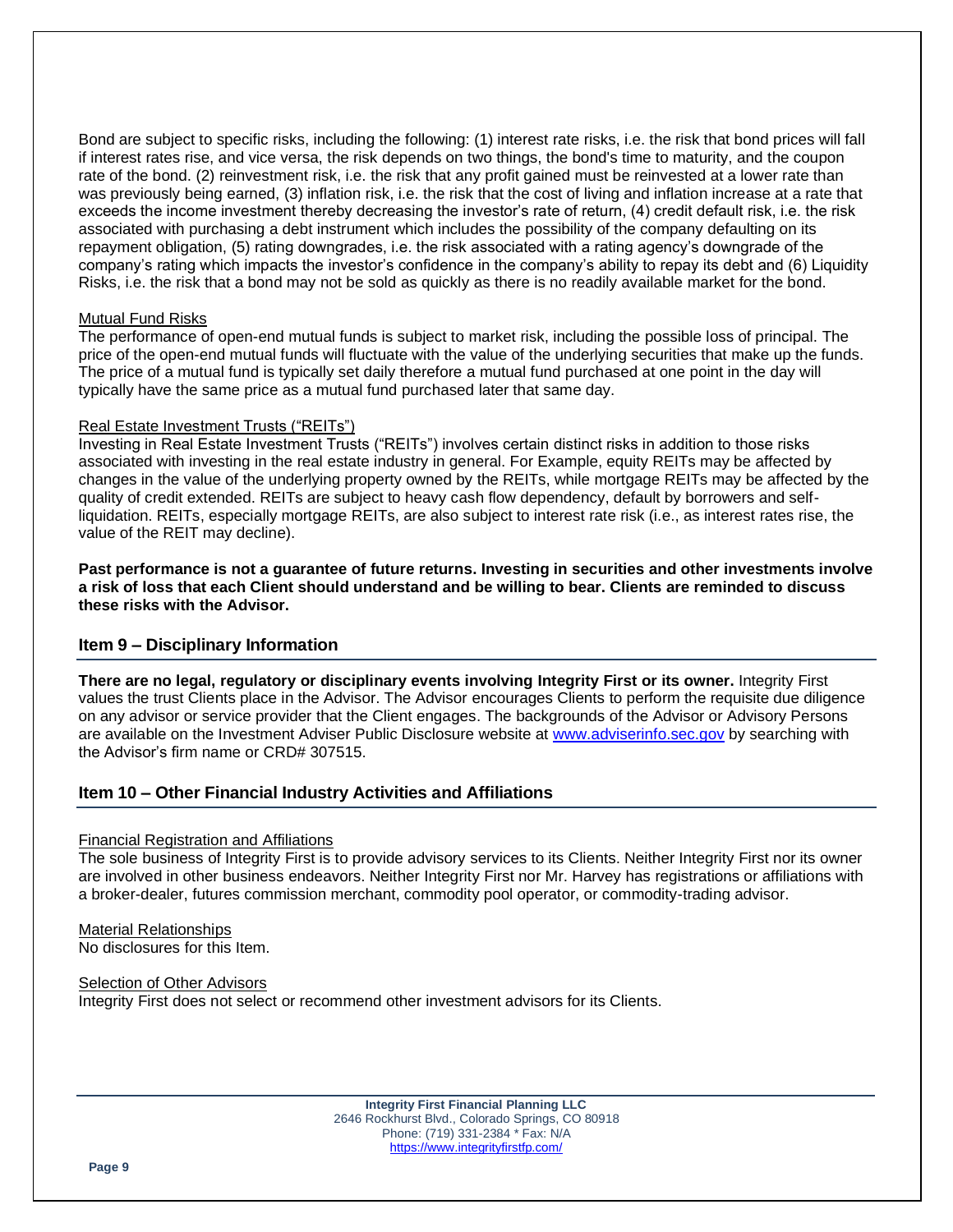Bond are subject to specific risks, including the following: (1) interest rate risks, i.e. the risk that bond prices will fall if interest rates rise, and vice versa, the risk depends on two things, the bond's time to maturity, and the coupon rate of the bond. (2) reinvestment risk, i.e. the risk that any profit gained must be reinvested at a lower rate than was previously being earned, (3) inflation risk, i.e. the risk that the cost of living and inflation increase at a rate that exceeds the income investment thereby decreasing the investor's rate of return, (4) credit default risk, i.e. the risk associated with purchasing a debt instrument which includes the possibility of the company defaulting on its repayment obligation, (5) rating downgrades, i.e. the risk associated with a rating agency's downgrade of the company's rating which impacts the investor's confidence in the company's ability to repay its debt and (6) Liquidity Risks, i.e. the risk that a bond may not be sold as quickly as there is no readily available market for the bond.

Mutual Fund Risks

The performance of open-end mutual funds is subject to market risk, including the possible loss of principal. The price of the open-end mutual funds will fluctuate with the value of the underlying securities that make up the funds. The price of a mutual fund is typically set daily therefore a mutual fund purchased at one point in the day will typically have the same price as a mutual fund purchased later that same day.

Real Estate Investment Trusts ("REITs")

Investing in Real Estate Investment Trusts ("REITs") involves certain distinct risks in addition to those risks associated with investing in the real estate industry in general. For Example, equity REITs may be affected by changes in the value of the underlying property owned by the REITs, while mortgage REITs may be affected by the quality of credit extended. REITs are subject to heavy cash flow dependency, default by borrowers and self-liquidation. REITs, especially mortgage REITs, are also subject to interest rate risk (i.e., as interest rates rise, the value of the REIT may decline).

**Past performance is not a guarantee of future returns. Investing in securities and other investments involve a risk of loss that each Client should understand and be willing to bear. Clients are reminded to discuss these risks with the Advisor.**

## Item 9 – Disciplinary Information

**There are no legal, regulatory or disciplinary events involving Integrity First or its owner.** Integrity First values the trust Clients place in the Advisor. The Advisor encourages Clients to perform the requisite due diligence on any advisor or service provider that the Client engages. The backgrounds of the Advisor or Advisory Persons are available on the Investment Adviser Public Disclosure website at www.adviserinfo.sec.gov by searching with the Advisor's firm name or CRD# 307515.

## Item 10 – Other Financial Industry Activities and Affiliations

Financial Registration and Affiliations

The sole business of Integrity First is to provide advisory services to its Clients. Neither Integrity First nor its owner are involved in other business endeavors. Neither Integrity First nor Mr. Harvey has registrations or affiliations with a broker-dealer, futures commission merchant, commodity pool operator, or commodity-trading advisor.

Material Relationships

No disclosures for this Item.

Selection of Other Advisors

Integrity First does not select or recommend other investment advisors for its Clients.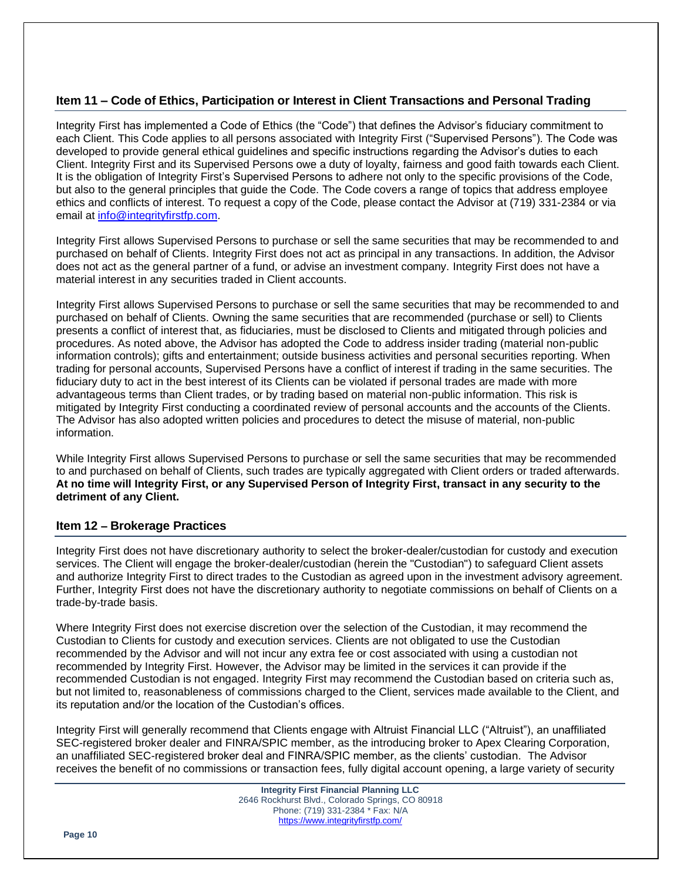## Item 11 – Code of Ethics, Participation or Interest in Client Transactions and Personal Trading

Integrity First has implemented a Code of Ethics (the "Code") that defines the Advisor's fiduciary commitment to each Client. This Code applies to all persons associated with Integrity First ("Supervised Persons"). The Code was developed to provide general ethical guidelines and specific instructions regarding the Advisor's duties to each Client. Integrity First and its Supervised Persons owe a duty of loyalty, fairness and good faith towards each Client. It is the obligation of Integrity First's Supervised Persons to adhere not only to the specific provisions of the Code, but also to the general principles that guide the Code. The Code covers a range of topics that address employee ethics and conflicts of interest. To request a copy of the Code, please contact the Advisor at (719) 331-2384 or via email at info@integrityfirstfp.com.

Integrity First allows Supervised Persons to purchase or sell the same securities that may be recommended to and purchased on behalf of Clients. Integrity First does not act as principal in any transactions. In addition, the Advisor does not act as the general partner of a fund, or advise an investment company. Integrity First does not have a material interest in any securities traded in Client accounts.

Integrity First allows Supervised Persons to purchase or sell the same securities that may be recommended to and purchased on behalf of Clients. Owning the same securities that are recommended (purchase or sell) to Clients presents a conflict of interest that, as fiduciaries, must be disclosed to Clients and mitigated through policies and procedures. As noted above, the Advisor has adopted the Code to address insider trading (material non-public information controls); gifts and entertainment; outside business activities and personal securities reporting. When trading for personal accounts, Supervised Persons have a conflict of interest if trading in the same securities. The fiduciary duty to act in the best interest of its Clients can be violated if personal trades are made with more advantageous terms than Client trades, or by trading based on material non-public information. This risk is mitigated by Integrity First conducting a coordinated review of personal accounts and the accounts of the Clients. The Advisor has also adopted written policies and procedures to detect the misuse of material, non-public information.

While Integrity First allows Supervised Persons to purchase or sell the same securities that may be recommended to and purchased on behalf of Clients, such trades are typically aggregated with Client orders or traded afterwards. **At no time will Integrity First, or any Supervised Person of Integrity First, transact in any security to the detriment of any Client.**

## Item 12 – Brokerage Practices

Integrity First does not have discretionary authority to select the broker-dealer/custodian for custody and execution services. The Client will engage the broker-dealer/custodian (herein the "Custodian") to safeguard Client assets and authorize Integrity First to direct trades to the Custodian as agreed upon in the investment advisory agreement. Further, Integrity First does not have the discretionary authority to negotiate commissions on behalf of Clients on a trade-by-trade basis.

Where Integrity First does not exercise discretion over the selection of the Custodian, it may recommend the Custodian to Clients for custody and execution services. Clients are not obligated to use the Custodian recommended by the Advisor and will not incur any extra fee or cost associated with using a custodian not recommended by Integrity First. However, the Advisor may be limited in the services it can provide if the recommended Custodian is not engaged. Integrity First may recommend the Custodian based on criteria such as, but not limited to, reasonableness of commissions charged to the Client, services made available to the Client, and its reputation and/or the location of the Custodian's offices.

Integrity First will generally recommend that Clients engage with Altruist Financial LLC ("Altruist"), an unaffiliated SEC-registered broker dealer and FINRA/SPIC member, as the introducing broker to Apex Clearing Corporation, an unaffiliated SEC-registered broker deal and FINRA/SPIC member, as the clients' custodian. The Advisor receives the benefit of no commissions or transaction fees, fully digital account opening, a large variety of security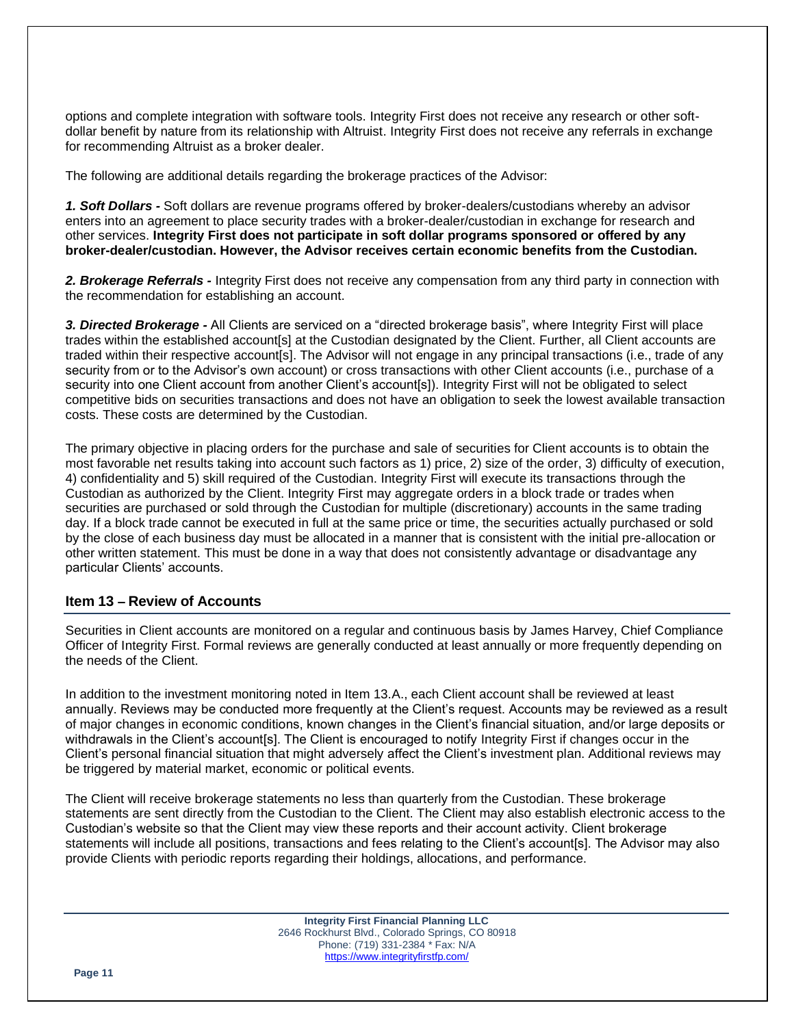options and complete integration with software tools. Integrity First does not receive any research or other soft-dollar benefit by nature from its relationship with Altruist. Integrity First does not receive any referrals in exchange for recommending Altruist as a broker dealer.

The following are additional details regarding the brokerage practices of the Advisor:

***1. Soft Dollars -*** Soft dollars are revenue programs offered by broker-dealers/custodians whereby an advisor enters into an agreement to place security trades with a broker-dealer/custodian in exchange for research and other services. **Integrity First does not participate in soft dollar programs sponsored or offered by any broker-dealer/custodian. However, the Advisor receives certain economic benefits from the Custodian.**

***2. Brokerage Referrals -*** Integrity First does not receive any compensation from any third party in connection with the recommendation for establishing an account.

***3. Directed Brokerage -*** All Clients are serviced on a "directed brokerage basis", where Integrity First will place trades within the established account[s] at the Custodian designated by the Client. Further, all Client accounts are traded within their respective account[s]. The Advisor will not engage in any principal transactions (i.e., trade of any security from or to the Advisor's own account) or cross transactions with other Client accounts (i.e., purchase of a security into one Client account from another Client's account[s]). Integrity First will not be obligated to select competitive bids on securities transactions and does not have an obligation to seek the lowest available transaction costs. These costs are determined by the Custodian.

The primary objective in placing orders for the purchase and sale of securities for Client accounts is to obtain the most favorable net results taking into account such factors as 1) price, 2) size of the order, 3) difficulty of execution, 4) confidentiality and 5) skill required of the Custodian. Integrity First will execute its transactions through the Custodian as authorized by the Client. Integrity First may aggregate orders in a block trade or trades when securities are purchased or sold through the Custodian for multiple (discretionary) accounts in the same trading day. If a block trade cannot be executed in full at the same price or time, the securities actually purchased or sold by the close of each business day must be allocated in a manner that is consistent with the initial pre-allocation or other written statement. This must be done in a way that does not consistently advantage or disadvantage any particular Clients' accounts.

## Item 13 – Review of Accounts

Securities in Client accounts are monitored on a regular and continuous basis by James Harvey, Chief Compliance Officer of Integrity First. Formal reviews are generally conducted at least annually or more frequently depending on the needs of the Client.

In addition to the investment monitoring noted in Item 13.A., each Client account shall be reviewed at least annually. Reviews may be conducted more frequently at the Client's request. Accounts may be reviewed as a result of major changes in economic conditions, known changes in the Client's financial situation, and/or large deposits or withdrawals in the Client's account[s]. The Client is encouraged to notify Integrity First if changes occur in the Client's personal financial situation that might adversely affect the Client's investment plan. Additional reviews may be triggered by material market, economic or political events.

The Client will receive brokerage statements no less than quarterly from the Custodian. These brokerage statements are sent directly from the Custodian to the Client. The Client may also establish electronic access to the Custodian's website so that the Client may view these reports and their account activity. Client brokerage statements will include all positions, transactions and fees relating to the Client's account[s]. The Advisor may also provide Clients with periodic reports regarding their holdings, allocations, and performance.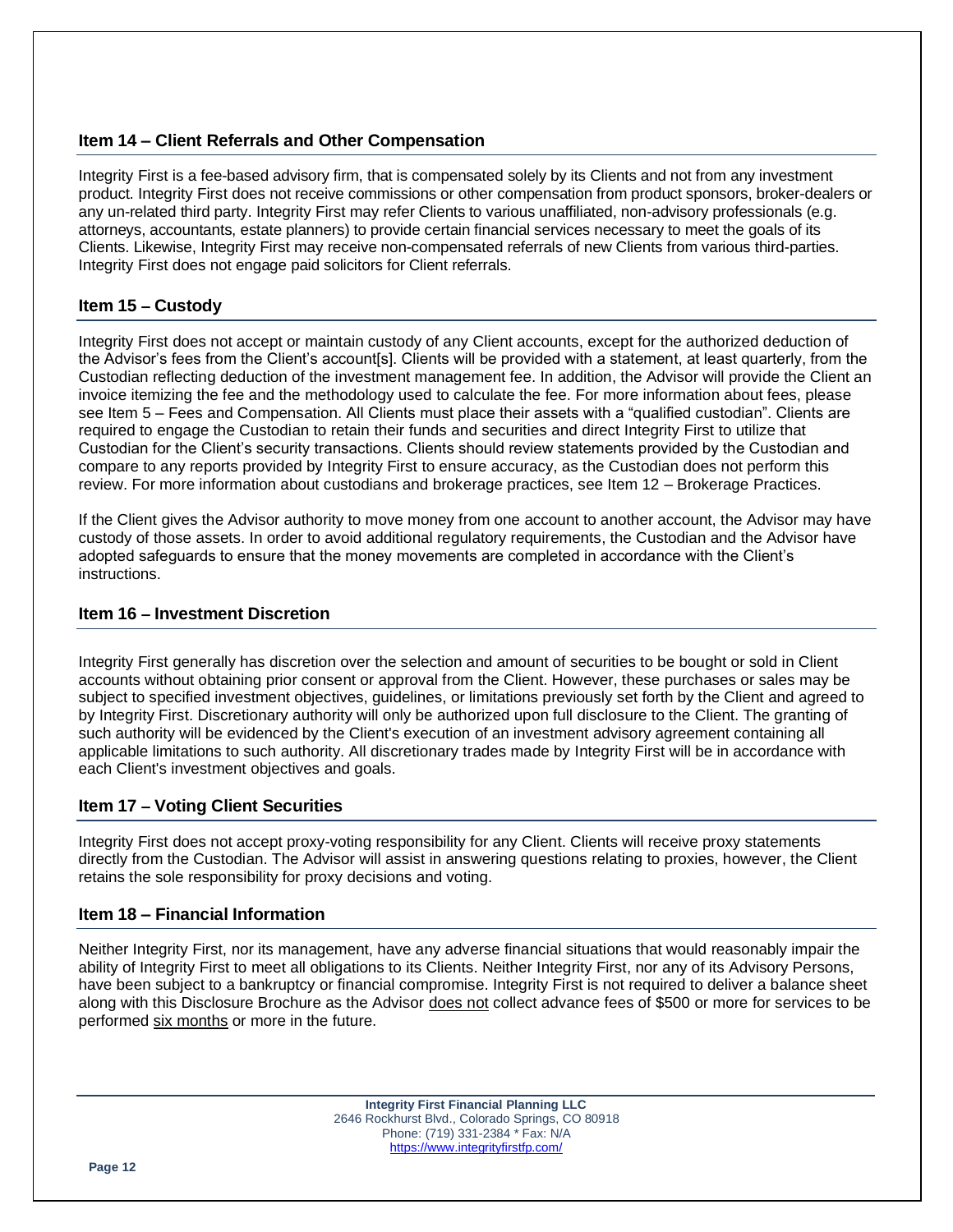## Item 14 – Client Referrals and Other Compensation

Integrity First is a fee-based advisory firm, that is compensated solely by its Clients and not from any investment product. Integrity First does not receive commissions or other compensation from product sponsors, broker-dealers or any un-related third party. Integrity First may refer Clients to various unaffiliated, non-advisory professionals (e.g. attorneys, accountants, estate planners) to provide certain financial services necessary to meet the goals of its Clients. Likewise, Integrity First may receive non-compensated referrals of new Clients from various third-parties. Integrity First does not engage paid solicitors for Client referrals.

## Item 15 – Custody

Integrity First does not accept or maintain custody of any Client accounts, except for the authorized deduction of the Advisor's fees from the Client's account[s]. Clients will be provided with a statement, at least quarterly, from the Custodian reflecting deduction of the investment management fee. In addition, the Advisor will provide the Client an invoice itemizing the fee and the methodology used to calculate the fee. For more information about fees, please see Item 5 – Fees and Compensation. All Clients must place their assets with a "qualified custodian". Clients are required to engage the Custodian to retain their funds and securities and direct Integrity First to utilize that Custodian for the Client's security transactions. Clients should review statements provided by the Custodian and compare to any reports provided by Integrity First to ensure accuracy, as the Custodian does not perform this review. For more information about custodians and brokerage practices, see Item 12 – Brokerage Practices.

If the Client gives the Advisor authority to move money from one account to another account, the Advisor may have custody of those assets. In order to avoid additional regulatory requirements, the Custodian and the Advisor have adopted safeguards to ensure that the money movements are completed in accordance with the Client's instructions.

## Item 16 – Investment Discretion

Integrity First generally has discretion over the selection and amount of securities to be bought or sold in Client accounts without obtaining prior consent or approval from the Client. However, these purchases or sales may be subject to specified investment objectives, guidelines, or limitations previously set forth by the Client and agreed to by Integrity First. Discretionary authority will only be authorized upon full disclosure to the Client. The granting of such authority will be evidenced by the Client's execution of an investment advisory agreement containing all applicable limitations to such authority. All discretionary trades made by Integrity First will be in accordance with each Client's investment objectives and goals.

## Item 17 – Voting Client Securities

Integrity First does not accept proxy-voting responsibility for any Client. Clients will receive proxy statements directly from the Custodian. The Advisor will assist in answering questions relating to proxies, however, the Client retains the sole responsibility for proxy decisions and voting.

## Item 18 – Financial Information

Neither Integrity First, nor its management, have any adverse financial situations that would reasonably impair the ability of Integrity First to meet all obligations to its Clients. Neither Integrity First, nor any of its Advisory Persons, have been subject to a bankruptcy or financial compromise. Integrity First is not required to deliver a balance sheet along with this Disclosure Brochure as the Advisor does not collect advance fees of $500 or more for services to be performed six months or more in the future.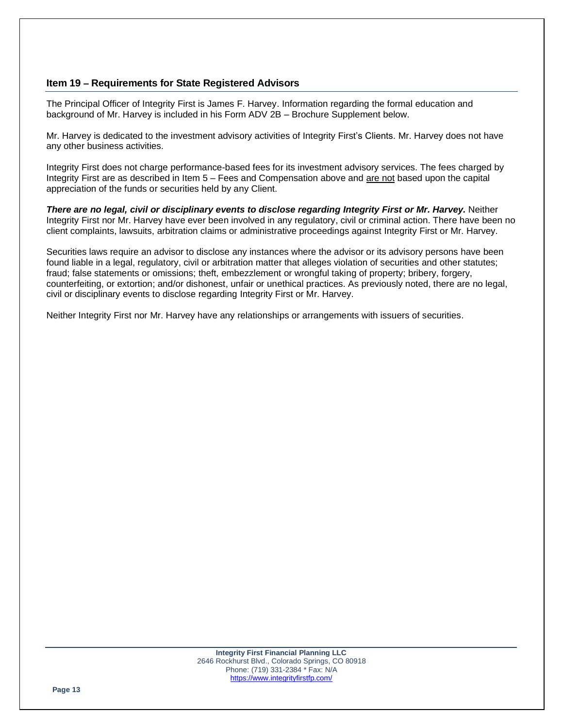## Item 19 – Requirements for State Registered Advisors

The Principal Officer of Integrity First is James F. Harvey. Information regarding the formal education and background of Mr. Harvey is included in his Form ADV 2B – Brochure Supplement below.

Mr. Harvey is dedicated to the investment advisory activities of Integrity First's Clients. Mr. Harvey does not have any other business activities.

Integrity First does not charge performance-based fees for its investment advisory services. The fees charged by Integrity First are as described in Item 5 – Fees and Compensation above and <u>are not</u> based upon the capital appreciation of the funds or securities held by any Client.

***There are no legal, civil or disciplinary events to disclose regarding Integrity First or Mr. Harvey.*** Neither Integrity First nor Mr. Harvey have ever been involved in any regulatory, civil or criminal action. There have been no client complaints, lawsuits, arbitration claims or administrative proceedings against Integrity First or Mr. Harvey.

Securities laws require an advisor to disclose any instances where the advisor or its advisory persons have been found liable in a legal, regulatory, civil or arbitration matter that alleges violation of securities and other statutes; fraud; false statements or omissions; theft, embezzlement or wrongful taking of property; bribery, forgery, counterfeiting, or extortion; and/or dishonest, unfair or unethical practices. As previously noted, there are no legal, civil or disciplinary events to disclose regarding Integrity First or Mr. Harvey.

Neither Integrity First nor Mr. Harvey have any relationships or arrangements with issuers of securities.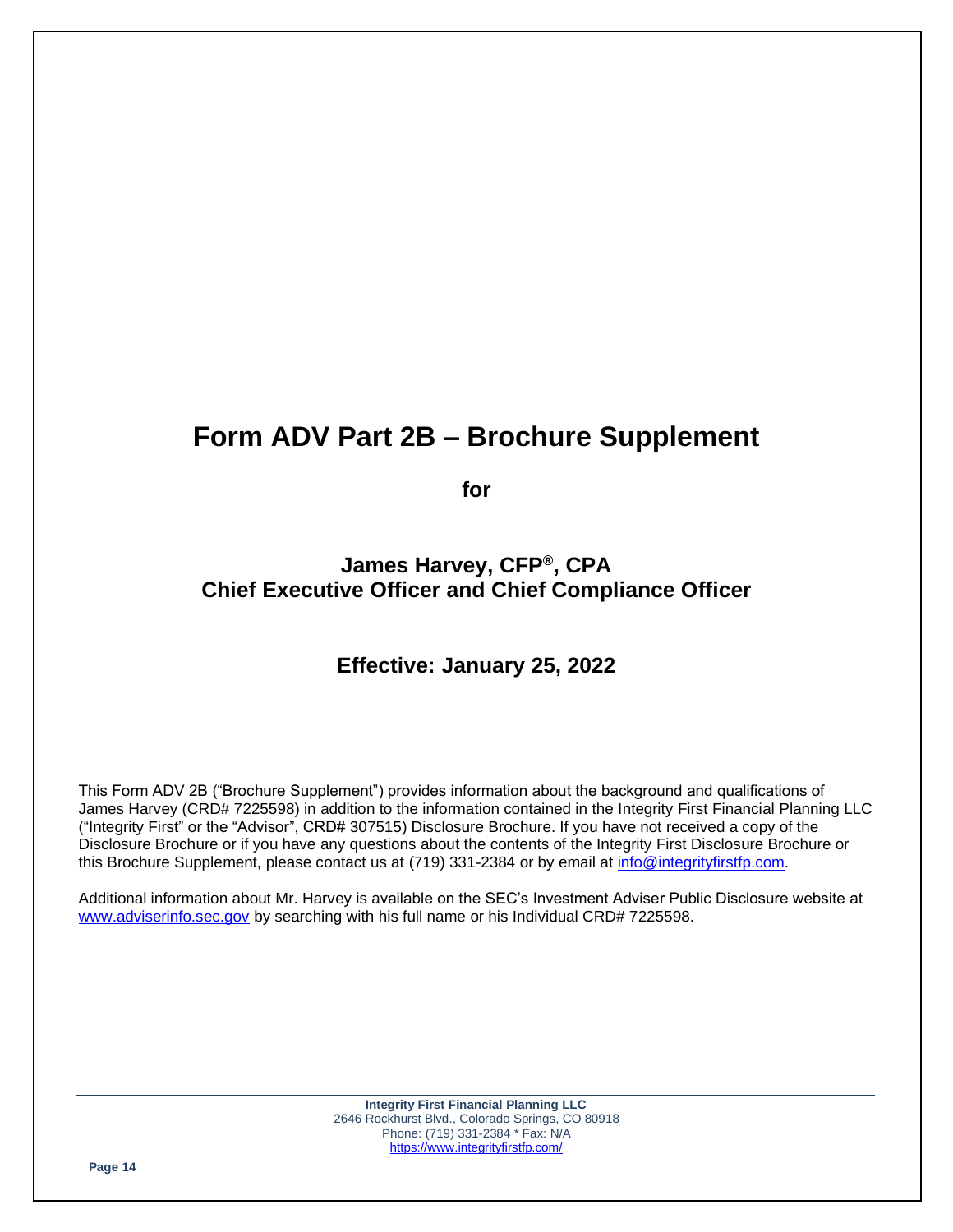# Form ADV Part 2B – Brochure Supplement

**for**

## James Harvey, CFP®, CPA
## Chief Executive Officer and Chief Compliance Officer

## Effective: January 25, 2022

This Form ADV 2B ("Brochure Supplement") provides information about the background and qualifications of James Harvey (CRD# 7225598) in addition to the information contained in the Integrity First Financial Planning LLC ("Integrity First" or the "Advisor", CRD# 307515) Disclosure Brochure. If you have not received a copy of the Disclosure Brochure or if you have any questions about the contents of the Integrity First Disclosure Brochure or this Brochure Supplement, please contact us at (719) 331-2384 or by email at info@integrityfirstfp.com.

Additional information about Mr. Harvey is available on the SEC's Investment Adviser Public Disclosure website at www.adviserinfo.sec.gov by searching with his full name or his Individual CRD# 7225598.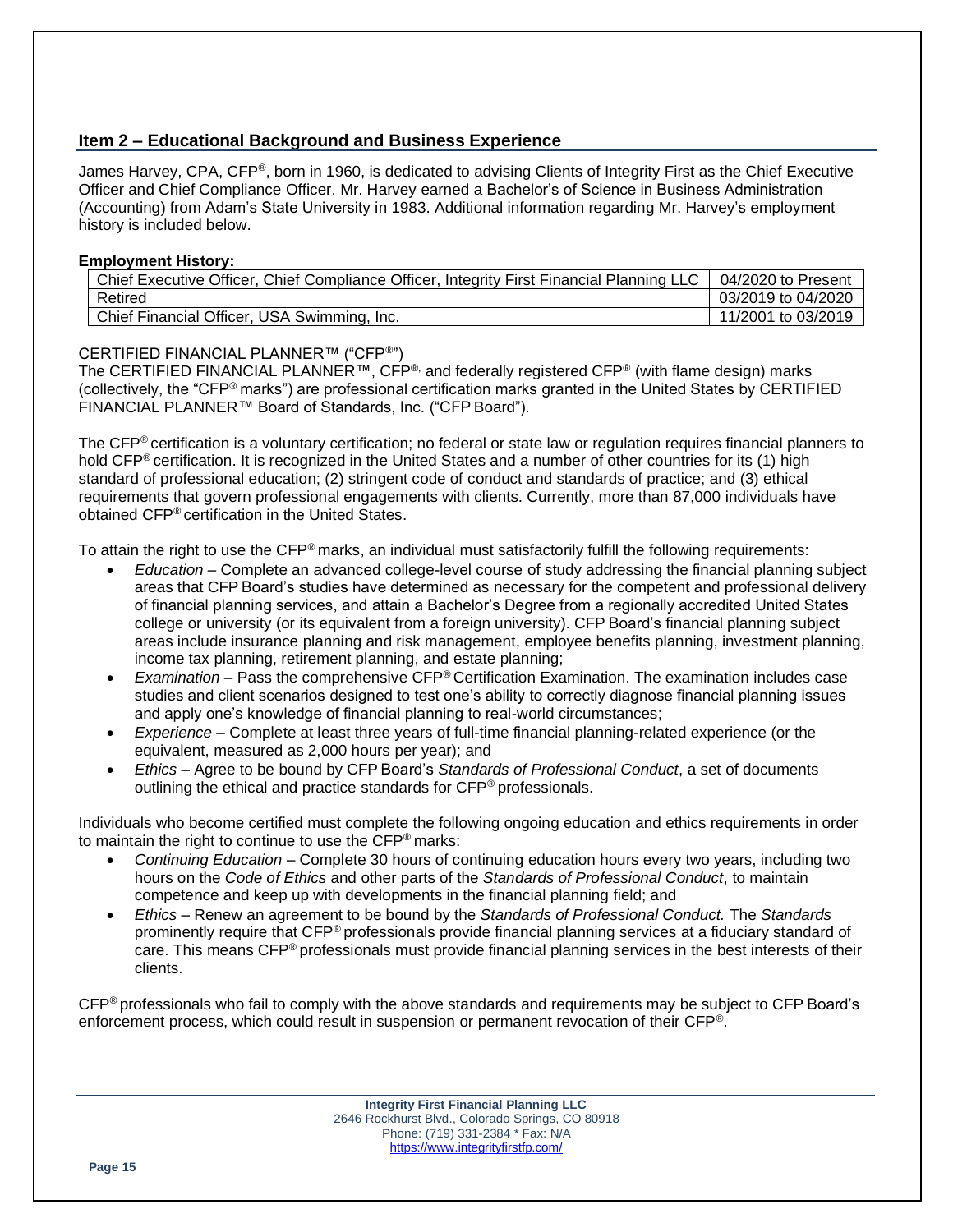## Item 2 – Educational Background and Business Experience

James Harvey, CPA, CFP®, born in 1960, is dedicated to advising Clients of Integrity First as the Chief Executive Officer and Chief Compliance Officer. Mr. Harvey earned a Bachelor's of Science in Business Administration (Accounting) from Adam's State University in 1983. Additional information regarding Mr. Harvey's employment history is included below.

**Employment History:**

| | |
|---|---|
| Chief Executive Officer, Chief Compliance Officer, Integrity First Financial Planning LLC | 04/2020 to Present |
| Retired | 03/2019 to 04/2020 |
| Chief Financial Officer, USA Swimming, Inc. | 11/2001 to 03/2019 |

CERTIFIED FINANCIAL PLANNER™ ("CFP®")

The CERTIFIED FINANCIAL PLANNER™, CFP®, and federally registered CFP® (with flame design) marks (collectively, the "CFP® marks") are professional certification marks granted in the United States by CERTIFIED FINANCIAL PLANNER™ Board of Standards, Inc. ("CFP Board").

The CFP® certification is a voluntary certification; no federal or state law or regulation requires financial planners to hold CFP® certification. It is recognized in the United States and a number of other countries for its (1) high standard of professional education; (2) stringent code of conduct and standards of practice; and (3) ethical requirements that govern professional engagements with clients. Currently, more than 87,000 individuals have obtained CFP® certification in the United States.

To attain the right to use the CFP® marks, an individual must satisfactorily fulfill the following requirements:

- *Education* – Complete an advanced college-level course of study addressing the financial planning subject areas that CFP Board's studies have determined as necessary for the competent and professional delivery of financial planning services, and attain a Bachelor's Degree from a regionally accredited United States college or university (or its equivalent from a foreign university). CFP Board's financial planning subject areas include insurance planning and risk management, employee benefits planning, investment planning, income tax planning, retirement planning, and estate planning;
- *Examination* – Pass the comprehensive CFP® Certification Examination. The examination includes case studies and client scenarios designed to test one's ability to correctly diagnose financial planning issues and apply one's knowledge of financial planning to real-world circumstances;
- *Experience* – Complete at least three years of full-time financial planning-related experience (or the equivalent, measured as 2,000 hours per year); and
- *Ethics* – Agree to be bound by CFP Board's *Standards of Professional Conduct*, a set of documents outlining the ethical and practice standards for CFP® professionals.

Individuals who become certified must complete the following ongoing education and ethics requirements in order to maintain the right to continue to use the CFP® marks:

- *Continuing Education* – Complete 30 hours of continuing education hours every two years, including two hours on the *Code of Ethics* and other parts of the *Standards of Professional Conduct*, to maintain competence and keep up with developments in the financial planning field; and
- *Ethics* – Renew an agreement to be bound by the *Standards of Professional Conduct.* The *Standards* prominently require that CFP® professionals provide financial planning services at a fiduciary standard of care. This means CFP® professionals must provide financial planning services in the best interests of their clients.

CFP® professionals who fail to comply with the above standards and requirements may be subject to CFP Board's enforcement process, which could result in suspension or permanent revocation of their CFP®.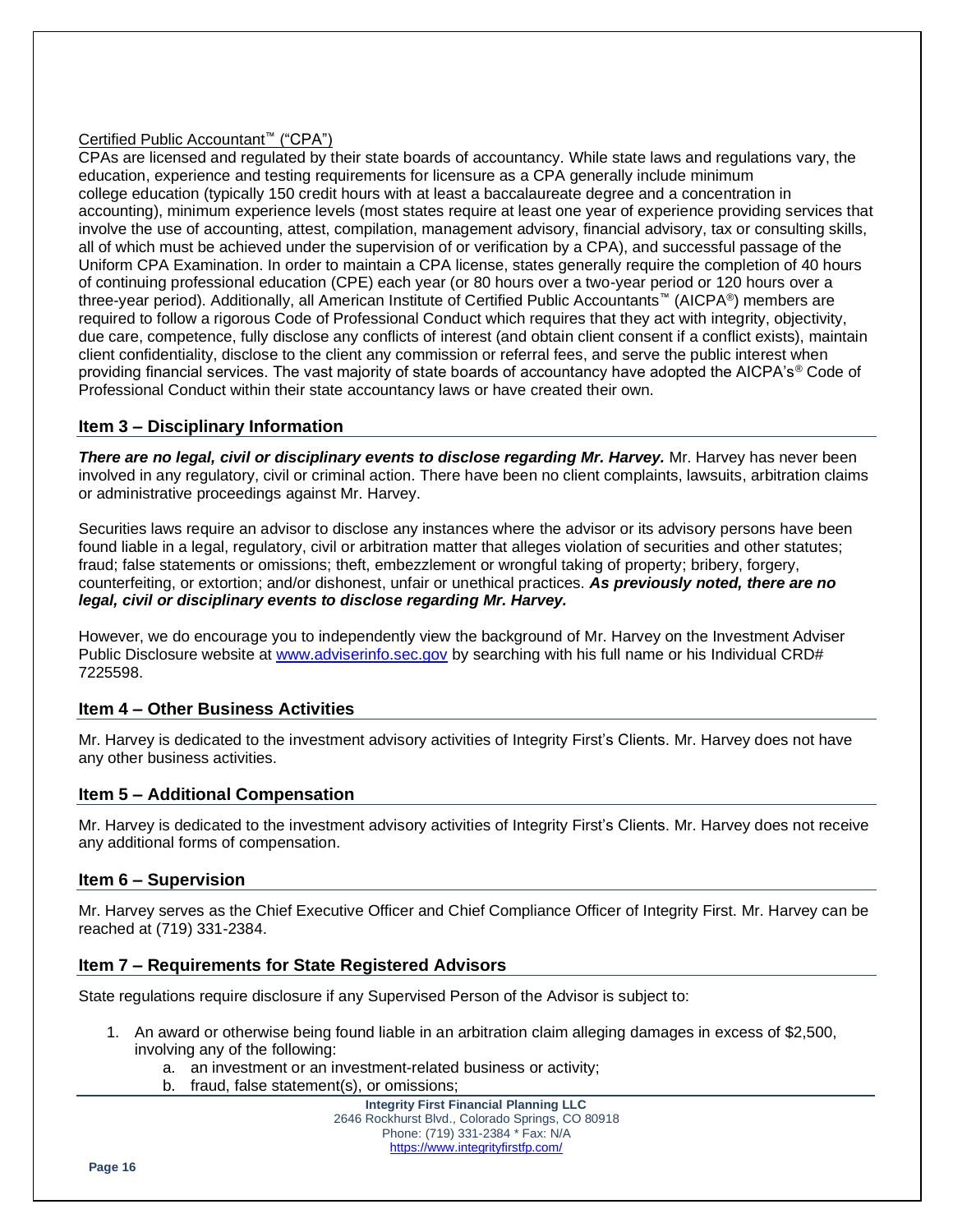Certified Public Accountant™ ("CPA")

CPAs are licensed and regulated by their state boards of accountancy. While state laws and regulations vary, the education, experience and testing requirements for licensure as a CPA generally include minimum college education (typically 150 credit hours with at least a baccalaureate degree and a concentration in accounting), minimum experience levels (most states require at least one year of experience providing services that involve the use of accounting, attest, compilation, management advisory, financial advisory, tax or consulting skills, all of which must be achieved under the supervision of or verification by a CPA), and successful passage of the Uniform CPA Examination. In order to maintain a CPA license, states generally require the completion of 40 hours of continuing professional education (CPE) each year (or 80 hours over a two-year period or 120 hours over a three-year period). Additionally, all American Institute of Certified Public Accountants™ (AICPA®) members are required to follow a rigorous Code of Professional Conduct which requires that they act with integrity, objectivity, due care, competence, fully disclose any conflicts of interest (and obtain client consent if a conflict exists), maintain client confidentiality, disclose to the client any commission or referral fees, and serve the public interest when providing financial services. The vast majority of state boards of accountancy have adopted the AICPA's® Code of Professional Conduct within their state accountancy laws or have created their own.

## Item 3 – Disciplinary Information

***There are no legal, civil or disciplinary events to disclose regarding Mr. Harvey.*** Mr. Harvey has never been involved in any regulatory, civil or criminal action. There have been no client complaints, lawsuits, arbitration claims or administrative proceedings against Mr. Harvey.

Securities laws require an advisor to disclose any instances where the advisor or its advisory persons have been found liable in a legal, regulatory, civil or arbitration matter that alleges violation of securities and other statutes; fraud; false statements or omissions; theft, embezzlement or wrongful taking of property; bribery, forgery, counterfeiting, or extortion; and/or dishonest, unfair or unethical practices. ***As previously noted, there are no legal, civil or disciplinary events to disclose regarding Mr. Harvey.***

However, we do encourage you to independently view the background of Mr. Harvey on the Investment Adviser Public Disclosure website at [www.adviserinfo.sec.gov](http://www.adviserinfo.sec.gov) by searching with his full name or his Individual CRD# 7225598.

## Item 4 – Other Business Activities

Mr. Harvey is dedicated to the investment advisory activities of Integrity First's Clients. Mr. Harvey does not have any other business activities.

## Item 5 – Additional Compensation

Mr. Harvey is dedicated to the investment advisory activities of Integrity First's Clients. Mr. Harvey does not receive any additional forms of compensation.

## Item 6 – Supervision

Mr. Harvey serves as the Chief Executive Officer and Chief Compliance Officer of Integrity First. Mr. Harvey can be reached at (719) 331-2384.

## Item 7 – Requirements for State Registered Advisors

State regulations require disclosure if any Supervised Person of the Advisor is subject to:

1. An award or otherwise being found liable in an arbitration claim alleging damages in excess of $2,500, involving any of the following:
   a. an investment or an investment-related business or activity;
   b. fraud, false statement(s), or omissions;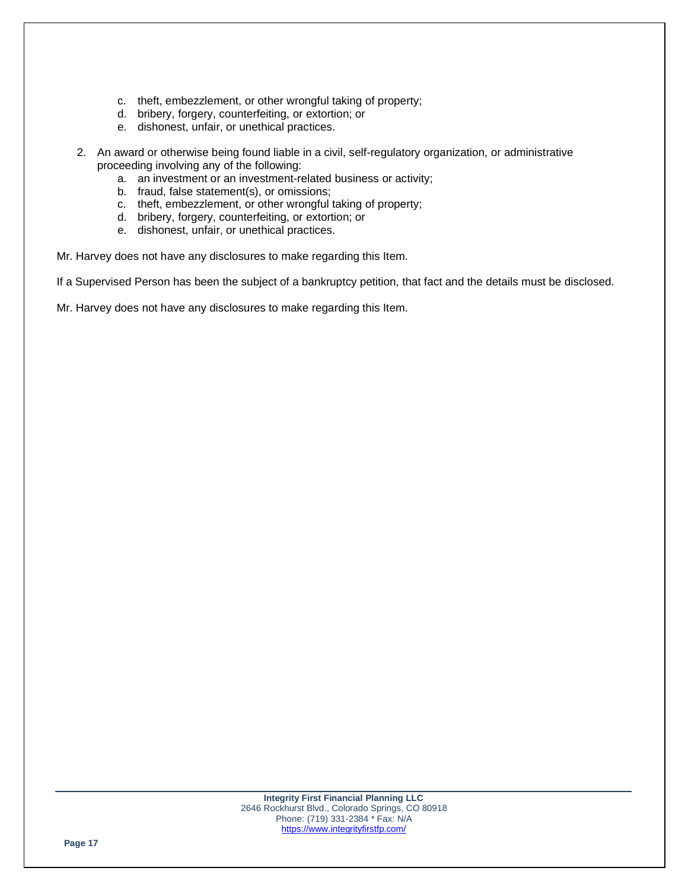c. theft, embezzlement, or other wrongful taking of property;
   d. bribery, forgery, counterfeiting, or extortion; or
   e. dishonest, unfair, or unethical practices.

2. An award or otherwise being found liable in a civil, self-regulatory organization, or administrative proceeding involving any of the following:
   a. an investment or an investment-related business or activity;
   b. fraud, false statement(s), or omissions;
   c. theft, embezzlement, or other wrongful taking of property;
   d. bribery, forgery, counterfeiting, or extortion; or
   e. dishonest, unfair, or unethical practices.

Mr. Harvey does not have any disclosures to make regarding this Item.

If a Supervised Person has been the subject of a bankruptcy petition, that fact and the details must be disclosed.

Mr. Harvey does not have any disclosures to make regarding this Item.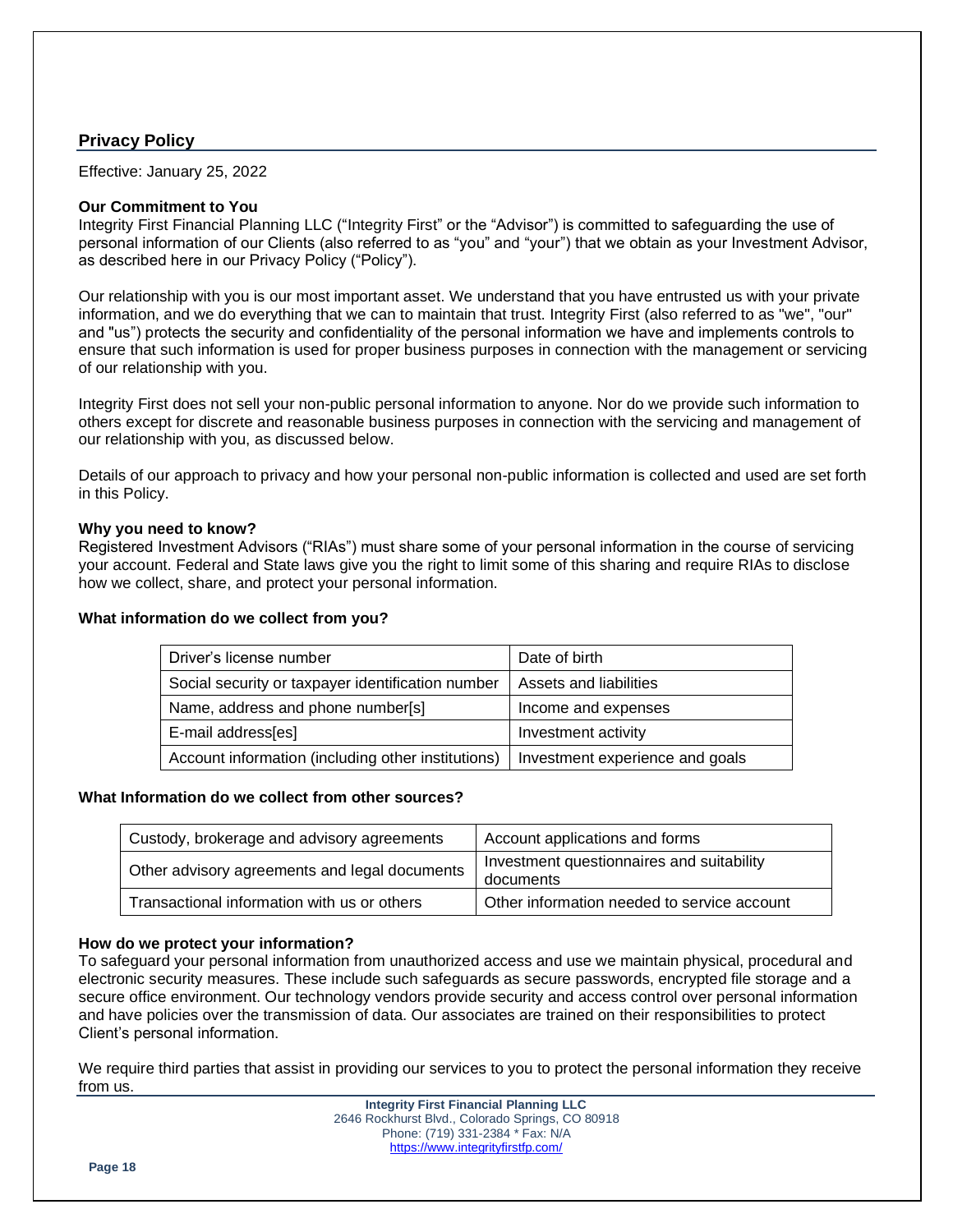## Privacy Policy

Effective: January 25, 2022

**Our Commitment to You**

Integrity First Financial Planning LLC ("Integrity First" or the "Advisor") is committed to safeguarding the use of personal information of our Clients (also referred to as "you" and "your") that we obtain as your Investment Advisor, as described here in our Privacy Policy ("Policy").

Our relationship with you is our most important asset. We understand that you have entrusted us with your private information, and we do everything that we can to maintain that trust. Integrity First (also referred to as "we", "our" and "us") protects the security and confidentiality of the personal information we have and implements controls to ensure that such information is used for proper business purposes in connection with the management or servicing of our relationship with you.

Integrity First does not sell your non-public personal information to anyone. Nor do we provide such information to others except for discrete and reasonable business purposes in connection with the servicing and management of our relationship with you, as discussed below.

Details of our approach to privacy and how your personal non-public information is collected and used are set forth in this Policy.

**Why you need to know?**

Registered Investment Advisors ("RIAs") must share some of your personal information in the course of servicing your account. Federal and State laws give you the right to limit some of this sharing and require RIAs to disclose how we collect, share, and protect your personal information.

**What information do we collect from you?**

| | |
|---|---|
| Driver's license number | Date of birth |
| Social security or taxpayer identification number | Assets and liabilities |
| Name, address and phone number[s] | Income and expenses |
| E-mail address[es] | Investment activity |
| Account information (including other institutions) | Investment experience and goals |

**What Information do we collect from other sources?**

| | |
|---|---|
| Custody, brokerage and advisory agreements | Account applications and forms |
| Other advisory agreements and legal documents | Investment questionnaires and suitability documents |
| Transactional information with us or others | Other information needed to service account |

**How do we protect your information?**

To safeguard your personal information from unauthorized access and use we maintain physical, procedural and electronic security measures. These include such safeguards as secure passwords, encrypted file storage and a secure office environment. Our technology vendors provide security and access control over personal information and have policies over the transmission of data. Our associates are trained on their responsibilities to protect Client's personal information.

We require third parties that assist in providing our services to you to protect the personal information they receive from us.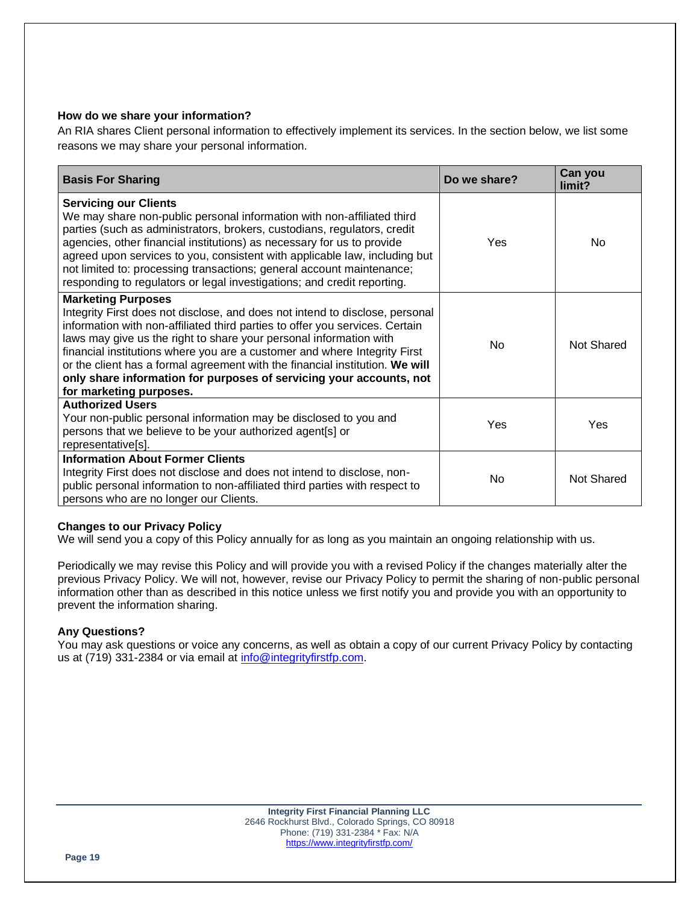**How do we share your information?**

An RIA shares Client personal information to effectively implement its services. In the section below, we list some reasons we may share your personal information.

| Basis For Sharing | Do we share? | Can you limit? |
|---|---|---|
| **Servicing our Clients**<br>We may share non-public personal information with non-affiliated third parties (such as administrators, brokers, custodians, regulators, credit agencies, other financial institutions) as necessary for us to provide agreed upon services to you, consistent with applicable law, including but not limited to: processing transactions; general account maintenance; responding to regulators or legal investigations; and credit reporting. | Yes | No |
| **Marketing Purposes**<br>Integrity First does not disclose, and does not intend to disclose, personal information with non-affiliated third parties to offer you services. Certain laws may give us the right to share your personal information with financial institutions where you are a customer and where Integrity First or the client has a formal agreement with the financial institution. **We will only share information for purposes of servicing your accounts, not for marketing purposes.** | No | Not Shared |
| **Authorized Users**<br>Your non-public personal information may be disclosed to you and persons that we believe to be your authorized agent[s] or representative[s]. | Yes | Yes |
| **Information About Former Clients**<br>Integrity First does not disclose and does not intend to disclose, non-public personal information to non-affiliated third parties with respect to persons who are no longer our Clients. | No | Not Shared |

**Changes to our Privacy Policy**

We will send you a copy of this Policy annually for as long as you maintain an ongoing relationship with us.

Periodically we may revise this Policy and will provide you with a revised Policy if the changes materially alter the previous Privacy Policy. We will not, however, revise our Privacy Policy to permit the sharing of non-public personal information other than as described in this notice unless we first notify you and provide you with an opportunity to prevent the information sharing.

**Any Questions?**

You may ask questions or voice any concerns, as well as obtain a copy of our current Privacy Policy by contacting us at (719) 331-2384 or via email at info@integrityfirstfp.com.